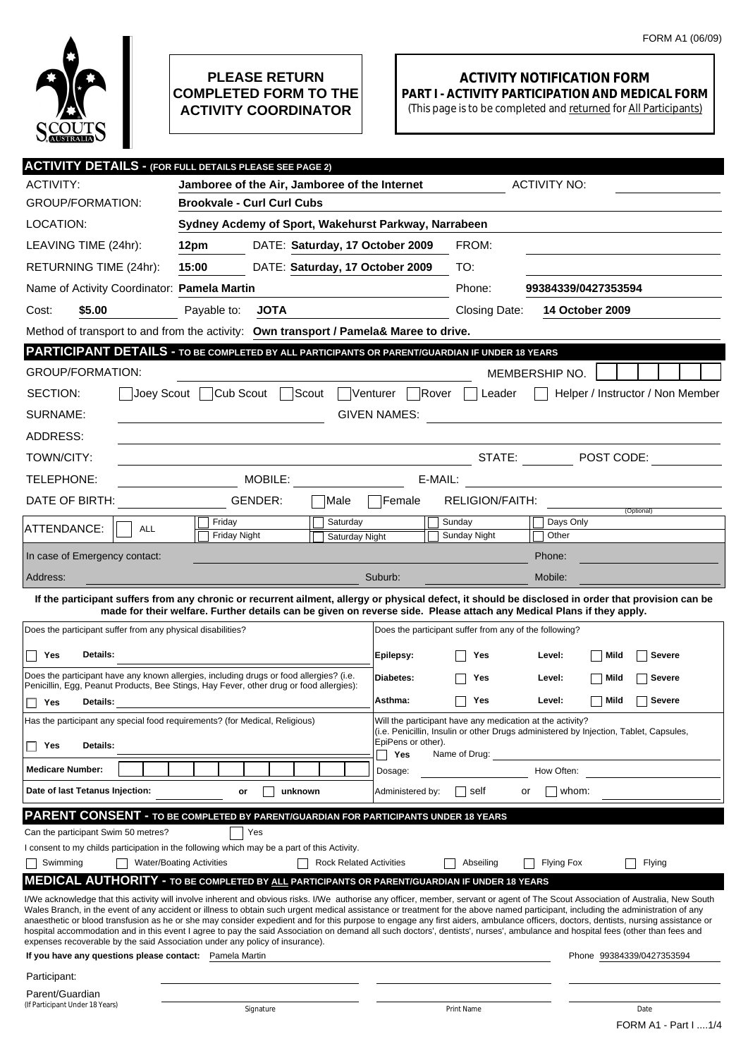FORM A1 (06/09)

SCOUTS AUSTRALIA

**PLEASE RETURN COMPLETED FORM TO THE ACTIVITY COORDINATOR**

# ACTIVITY NOTIFICATION FORM

## PART I - ACTIVITY PARTICIPATION AND MEDICAL FORM

(This page is to be completed and returned for All Participants)

## ACTIVITY DETAILS - (FOR FULL DETAILS PLEASE SEE PAGE 2)

ACTIVITY: **Jamboree of the Air, Jamboree of the Internet** ACTIVITY NO:

GROUP/FORMATION: **Brookvale - Curl Curl Cubs**

LOCATION: **Sydney Acdemy of Sport, Wakehurst Parkway, Narrabeen**

LEAVING TIME (24hr): **12pm** DATE: **Saturday, 17 October 2009** FROM:

RETURNING TIME (24hr): **15:00** DATE: **Saturday, 17 October 2009** TO:

Name of Activity Coordinator: **Pamela Martin** Phone: **99384339/0427353594**

Cost: **$5.00** Payable to: **JOTA** Closing Date: **14 October 2009**

Method of transport to and from the activity: **Own transport / Pamela& Maree to drive.**

## PARTICIPANT DETAILS - TO BE COMPLETED BY ALL PARTICIPANTS OR PARENT/GUARDIAN IF UNDER 18 YEARS

GROUP/FORMATION: MEMBERSHIP NO.

SECTION: ☐ Joey Scout ☐ Cub Scout ☐ Scout ☐ Venturer ☐ Rover ☐ Leader ☐ Helper / Instructor / Non Member

SURNAME: GIVEN NAMES:

ADDRESS:

TOWN/CITY: STATE: POST CODE:

TELEPHONE: MOBILE: E-MAIL:

DATE OF BIRTH: GENDER: ☐ Male ☐ Female RELIGION/FAITH: (Optional)

ATTENDANCE: ☐ ALL ☐ Friday ☐ Friday Night ☐ Saturday ☐ Saturday Night ☐ Sunday ☐ Sunday Night ☐ Days Only ☐ Other

In case of Emergency contact: Phone:

Address: Suburb: Mobile:

**If the participant suffers from any chronic or recurrent ailment, allergy or physical defect, it should be disclosed in order that provision can be made for their welfare. Further details can be given on reverse side. Please attach any Medical Plans if they apply.**

Does the participant suffer from any physical disabilities?

☐ **Yes** **Details:**

Does the participant have any known allergies, including drugs or food allergies? (i.e. Penicillin, Egg, Peanut Products, Bee Stings, Hay Fever, other drug or food allergies):

☐ **Yes** **Details:**

Has the participant any special food requirements? (for Medical, Religious)

☐ **Yes** **Details:**

Does the participant suffer from any of the following?

| | | | | |
|---|---|---|---|---|
| **Epilepsy:** | ☐ **Yes** | **Level:** | ☐ **Mild** | ☐ **Severe** |
| **Diabetes:** | ☐ **Yes** | **Level:** | ☐ **Mild** | ☐ **Severe** |
| **Asthma:** | ☐ **Yes** | **Level:** | ☐ **Mild** | ☐ **Severe** |

Will the participant have any medication at the activity? (i.e. Penicillin, Insulin or other Drugs administered by Injection, Tablet, Capsules, EpiPens or other).

☐ **Yes** Name of Drug:

Dosage: How Often:

**Medicare Number:**

**Date of last Tetanus Injection:** **or** ☐ **unknown**

Administered by: ☐ self or ☐ whom:

## PARENT CONSENT - TO BE COMPLETED BY PARENT/GUARDIAN FOR PARTICIPANTS UNDER 18 YEARS

Can the participant Swim 50 metres? ☐ Yes

I consent to my childs participation in the following which may be a part of this Activity.

☐ Swimming ☐ Water/Boating Activities ☐ Rock Related Activities ☐ Abseiling ☐ Flying Fox ☐ Flying

## MEDICAL AUTHORITY - TO BE COMPLETED BY ALL PARTICIPANTS OR PARENT/GUARDIAN IF UNDER 18 YEARS

I/We acknowledge that this activity will involve inherent and obvious risks. I/We authorise any officer, member, servant or agent of The Scout Association of Australia, New South Wales Branch, in the event of any accident or illness to obtain such urgent medical assistance or treatment for the above named participant, including the administration of any anaesthetic or blood transfusion as he or she may consider expedient and for this purpose to engage any first aiders, ambulance officers, doctors, dentists, nursing assistance or hospital accommodation and in this event I agree to pay the said Association on demand all such doctors', dentists', nurses', ambulance and hospital fees (other than fees and expenses recoverable by the said Association under any policy of insurance).

**If you have any questions please contact:** Pamela Martin Phone 99384339/0427353594

| | Signature | Print Name | Date |
|---|---|---|---|
| Participant: | | | |
| Parent/Guardian (If Participant Under 18 Years) | | | |

FORM A1 - Part I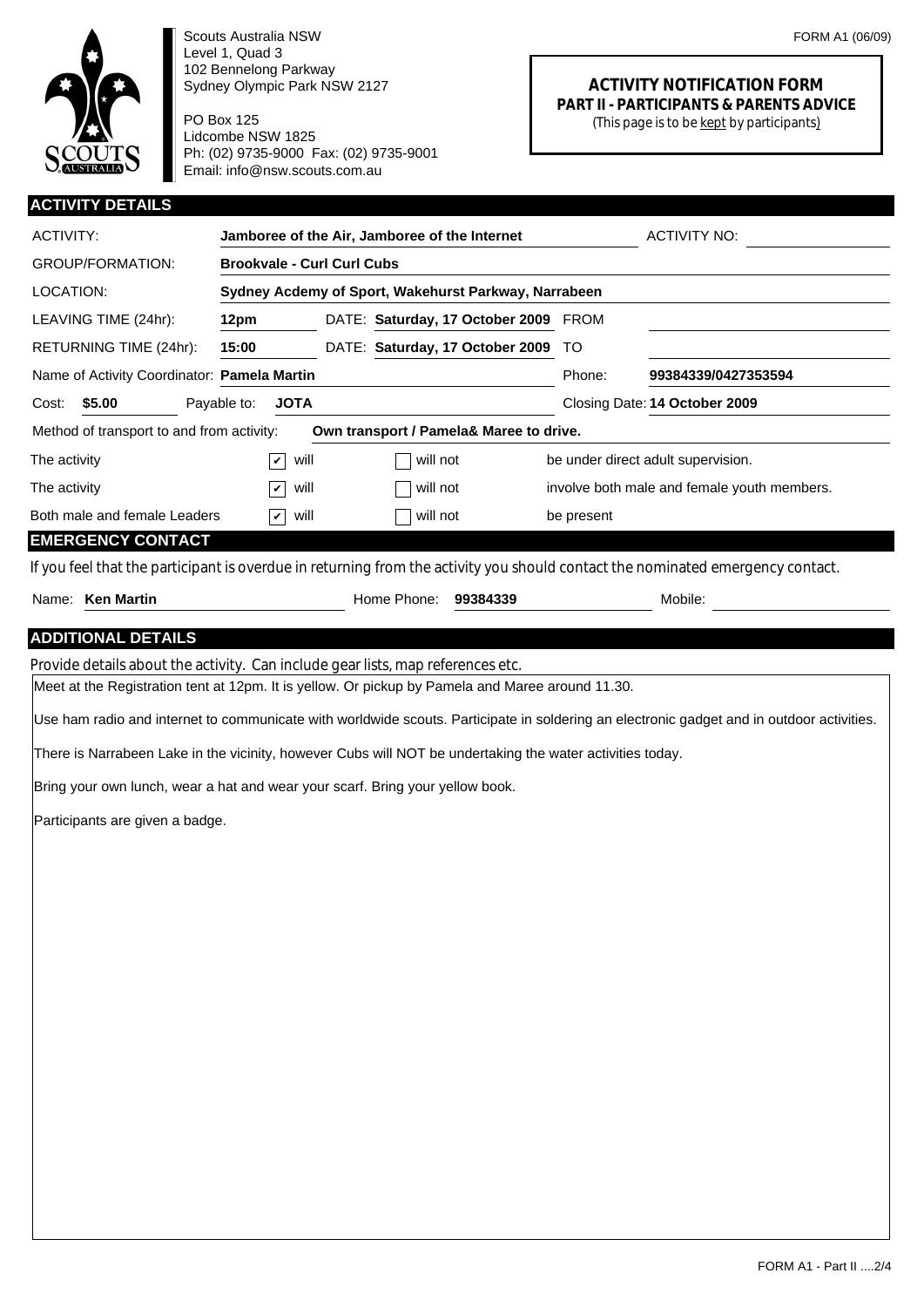Scouts Australia NSW
Level 1, Quad 3
102 Bennelong Parkway
Sydney Olympic Park NSW 2127

PO Box 125
Lidcombe NSW 1825
Ph: (02) 9735-9000 Fax: (02) 9735-9001
Email: info@nsw.scouts.com.au

FORM A1 (06/09)

# ACTIVITY NOTIFICATION FORM
## PART II - PARTICIPANTS & PARENTS ADVICE
*(This page is to be kept by participants)*

## ACTIVITY DETAILS

ACTIVITY: **Jamboree of the Air, Jamboree of the Internet** ACTIVITY NO:

GROUP/FORMATION: **Brookvale - Curl Curl Cubs**

LOCATION: **Sydney Acdemy of Sport, Wakehurst Parkway, Narrabeen**

LEAVING TIME (24hr): **12pm** DATE: **Saturday, 17 October 2009** FROM

RETURNING TIME (24hr): **15:00** DATE: **Saturday, 17 October 2009** TO

Name of Activity Coordinator: **Pamela Martin** Phone: **99384339/0427353594**

Cost: **$5.00** Payable to: **JOTA** Closing Date: **14 October 2009**

Method of transport to and from activity: **Own transport / Pamela& Maree to drive.**

The activity ☑ will ☐ will not be under direct adult supervision.

The activity ☑ will ☐ will not involve both male and female youth members.

Both male and female Leaders ☑ will ☐ will not be present

## EMERGENCY CONTACT

If you feel that the participant is overdue in returning from the activity you should contact the nominated emergency contact.

Name: **Ken Martin** Home Phone: **99384339** Mobile:

## ADDITIONAL DETAILS

Provide details about the activity. Can include gear lists, map references etc.

Meet at the Registration tent at 12pm. It is yellow. Or pickup by Pamela and Maree around 11.30.

Use ham radio and internet to communicate with worldwide scouts. Participate in soldering an electronic gadget and in outdoor activities.

There is Narrabeen Lake in the vicinity, however Cubs will NOT be undertaking the water activities today.

Bring your own lunch, wear a hat and wear your scarf. Bring your yellow book.

Participants are given a badge.

FORM A1 - Part II ....2/4